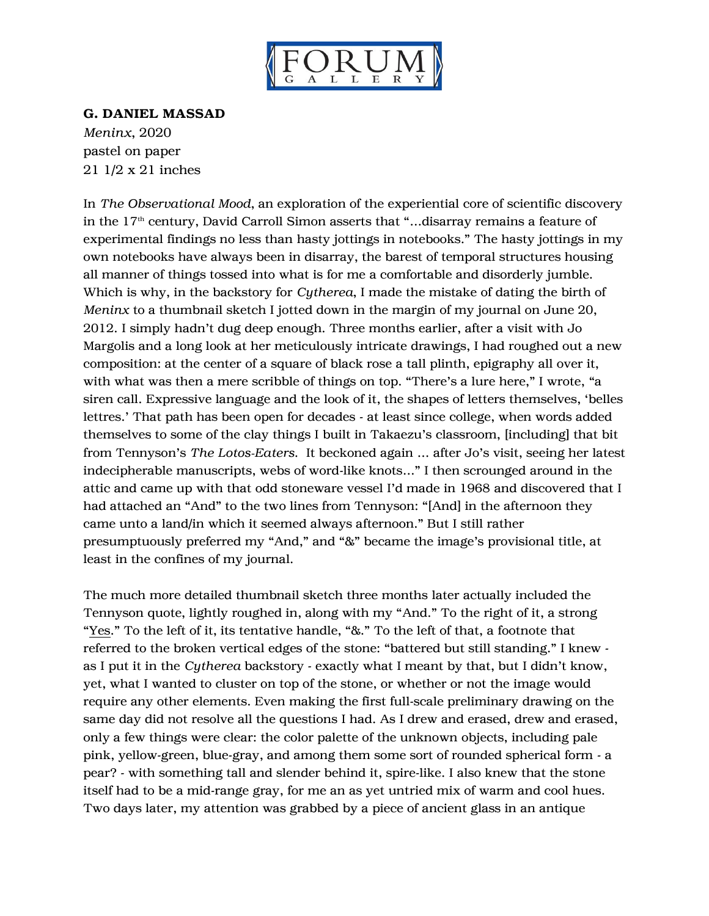FORUM GALLERY

**G. DANIEL MASSAD**
*Meninx*, 2020
pastel on paper
21 1/2 x 21 inches

In *The Observational Mood*, an exploration of the experiential core of scientific discovery in the 17th century, David Carroll Simon asserts that "...disarray remains a feature of experimental findings no less than hasty jottings in notebooks." The hasty jottings in my own notebooks have always been in disarray, the barest of temporal structures housing all manner of things tossed into what is for me a comfortable and disorderly jumble. Which is why, in the backstory for *Cytherea*, I made the mistake of dating the birth of *Meninx* to a thumbnail sketch I jotted down in the margin of my journal on June 20, 2012. I simply hadn't dug deep enough. Three months earlier, after a visit with Jo Margolis and a long look at her meticulously intricate drawings, I had roughed out a new composition: at the center of a square of black rose a tall plinth, epigraphy all over it, with what was then a mere scribble of things on top. "There's a lure here," I wrote, "a siren call. Expressive language and the look of it, the shapes of letters themselves, 'belles lettres.' That path has been open for decades - at least since college, when words added themselves to some of the clay things I built in Takaezu's classroom, [including] that bit from Tennyson's *The Lotos-Eaters*. It beckoned again ... after Jo's visit, seeing her latest indecipherable manuscripts, webs of word-like knots..." I then scrounged around in the attic and came up with that odd stoneware vessel I'd made in 1968 and discovered that I had attached an "And" to the two lines from Tennyson: "[And] in the afternoon they came unto a land/in which it seemed always afternoon." But I still rather presumptuously preferred my "And," and "&" became the image's provisional title, at least in the confines of my journal.

The much more detailed thumbnail sketch three months later actually included the Tennyson quote, lightly roughed in, along with my "And." To the right of it, a strong "Yes." To the left of it, its tentative handle, "&." To the left of that, a footnote that referred to the broken vertical edges of the stone: "battered but still standing." I knew - as I put it in the *Cytherea* backstory - exactly what I meant by that, but I didn't know, yet, what I wanted to cluster on top of the stone, or whether or not the image would require any other elements. Even making the first full-scale preliminary drawing on the same day did not resolve all the questions I had. As I drew and erased, drew and erased, only a few things were clear: the color palette of the unknown objects, including pale pink, yellow-green, blue-gray, and among them some sort of rounded spherical form - a pear? - with something tall and slender behind it, spire-like. I also knew that the stone itself had to be a mid-range gray, for me an as yet untried mix of warm and cool hues. Two days later, my attention was grabbed by a piece of ancient glass in an antique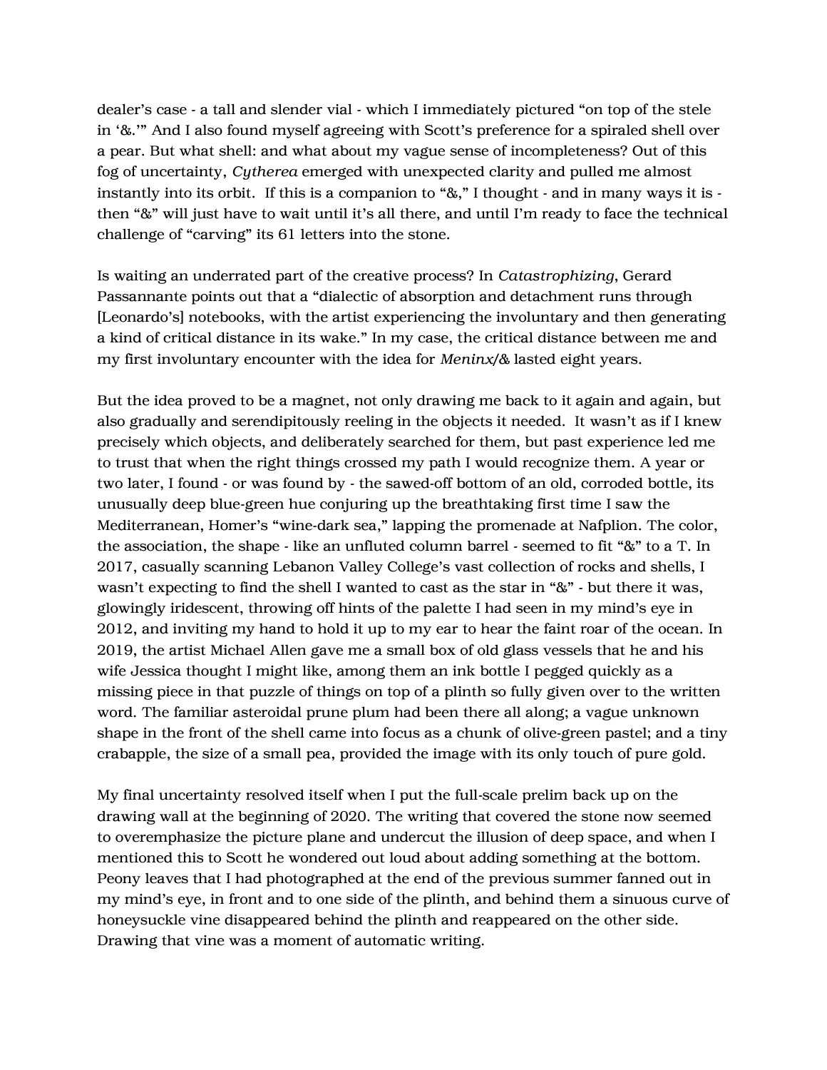dealer's case - a tall and slender vial - which I immediately pictured "on top of the stele in '&.'" And I also found myself agreeing with Scott's preference for a spiraled shell over a pear. But what shell: and what about my vague sense of incompleteness? Out of this fog of uncertainty, *Cytherea* emerged with unexpected clarity and pulled me almost instantly into its orbit. If this is a companion to "&," I thought - and in many ways it is - then "&" will just have to wait until it's all there, and until I'm ready to face the technical challenge of "carving" its 61 letters into the stone.

Is waiting an underrated part of the creative process? In *Catastrophizing*, Gerard Passannante points out that a "dialectic of absorption and detachment runs through [Leonardo's] notebooks, with the artist experiencing the involuntary and then generating a kind of critical distance in its wake." In my case, the critical distance between me and my first involuntary encounter with the idea for *Meninx/&* lasted eight years.

But the idea proved to be a magnet, not only drawing me back to it again and again, but also gradually and serendipitously reeling in the objects it needed. It wasn't as if I knew precisely which objects, and deliberately searched for them, but past experience led me to trust that when the right things crossed my path I would recognize them. A year or two later, I found - or was found by - the sawed-off bottom of an old, corroded bottle, its unusually deep blue-green hue conjuring up the breathtaking first time I saw the Mediterranean, Homer's "wine-dark sea," lapping the promenade at Nafplion. The color, the association, the shape - like an unfluted column barrel - seemed to fit "&" to a T. In 2017, casually scanning Lebanon Valley College's vast collection of rocks and shells, I wasn't expecting to find the shell I wanted to cast as the star in "&" - but there it was, glowingly iridescent, throwing off hints of the palette I had seen in my mind's eye in 2012, and inviting my hand to hold it up to my ear to hear the faint roar of the ocean. In 2019, the artist Michael Allen gave me a small box of old glass vessels that he and his wife Jessica thought I might like, among them an ink bottle I pegged quickly as a missing piece in that puzzle of things on top of a plinth so fully given over to the written word. The familiar asteroidal prune plum had been there all along; a vague unknown shape in the front of the shell came into focus as a chunk of olive-green pastel; and a tiny crabapple, the size of a small pea, provided the image with its only touch of pure gold.

My final uncertainty resolved itself when I put the full-scale prelim back up on the drawing wall at the beginning of 2020. The writing that covered the stone now seemed to overemphasize the picture plane and undercut the illusion of deep space, and when I mentioned this to Scott he wondered out loud about adding something at the bottom. Peony leaves that I had photographed at the end of the previous summer fanned out in my mind's eye, in front and to one side of the plinth, and behind them a sinuous curve of honeysuckle vine disappeared behind the plinth and reappeared on the other side. Drawing that vine was a moment of automatic writing.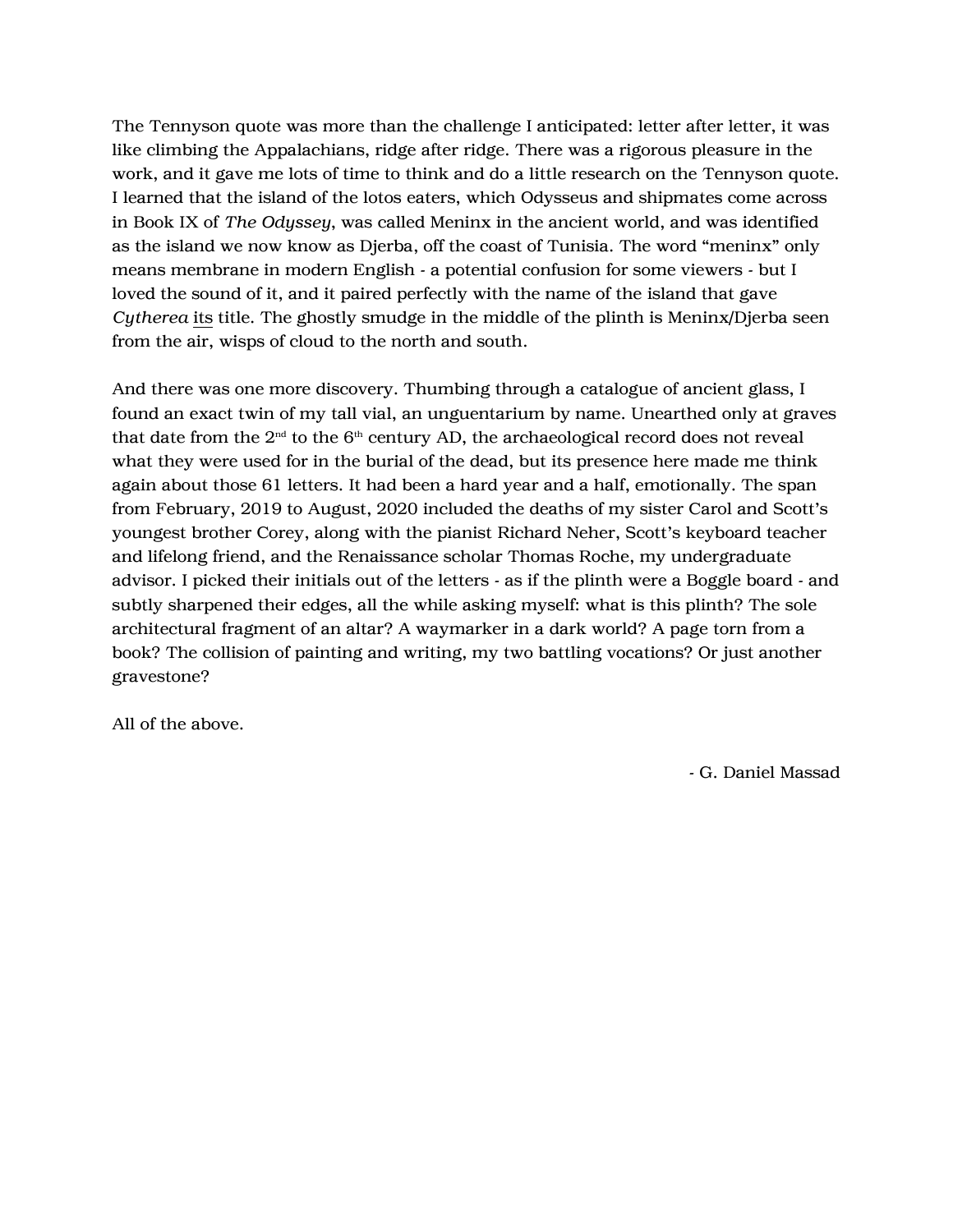The Tennyson quote was more than the challenge I anticipated: letter after letter, it was like climbing the Appalachians, ridge after ridge. There was a rigorous pleasure in the work, and it gave me lots of time to think and do a little research on the Tennyson quote. I learned that the island of the lotos eaters, which Odysseus and shipmates come across in Book IX of *The Odyssey*, was called Meninx in the ancient world, and was identified as the island we now know as Djerba, off the coast of Tunisia. The word "meninx" only means membrane in modern English - a potential confusion for some viewers - but I loved the sound of it, and it paired perfectly with the name of the island that gave *Cytherea* <u>its</u> title. The ghostly smudge in the middle of the plinth is Meninx/Djerba seen from the air, wisps of cloud to the north and south.

And there was one more discovery. Thumbing through a catalogue of ancient glass, I found an exact twin of my tall vial, an unguentarium by name. Unearthed only at graves that date from the 2nd to the 6th century AD, the archaeological record does not reveal what they were used for in the burial of the dead, but its presence here made me think again about those 61 letters. It had been a hard year and a half, emotionally. The span from February, 2019 to August, 2020 included the deaths of my sister Carol and Scott's youngest brother Corey, along with the pianist Richard Neher, Scott's keyboard teacher and lifelong friend, and the Renaissance scholar Thomas Roche, my undergraduate advisor. I picked their initials out of the letters - as if the plinth were a Boggle board - and subtly sharpened their edges, all the while asking myself: what is this plinth? The sole architectural fragment of an altar? A waymarker in a dark world? A page torn from a book? The collision of painting and writing, my two battling vocations? Or just another gravestone?

All of the above.

- G. Daniel Massad